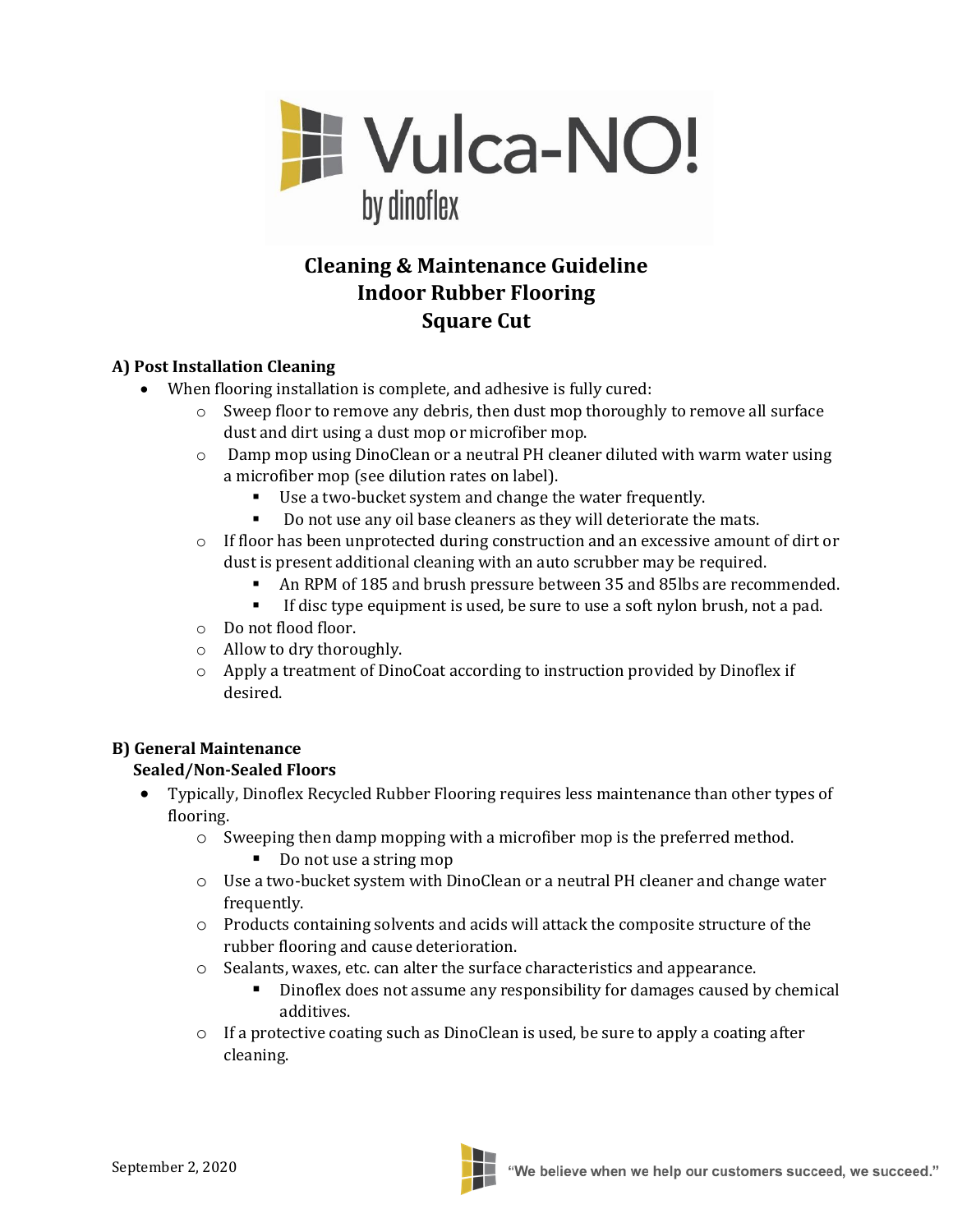# Vulca-NO!

by dinoflex

## Cleaning & Maintenance Guideline
## Indoor Rubber Flooring
## Square Cut

### A) Post Installation Cleaning

- When flooring installation is complete, and adhesive is fully cured:
  - Sweep floor to remove any debris, then dust mop thoroughly to remove all surface dust and dirt using a dust mop or microfiber mop.
  - Damp mop using DinoClean or a neutral PH cleaner diluted with warm water using a microfiber mop (see dilution rates on label).
    - Use a two-bucket system and change the water frequently.
    - Do not use any oil base cleaners as they will deteriorate the mats.
  - If floor has been unprotected during construction and an excessive amount of dirt or dust is present additional cleaning with an auto scrubber may be required.
    - An RPM of 185 and brush pressure between 35 and 85lbs are recommended.
    - If disc type equipment is used, be sure to use a soft nylon brush, not a pad.
  - Do not flood floor.
  - Allow to dry thoroughly.
  - Apply a treatment of DinoCoat according to instruction provided by Dinoflex if desired.

### B) General Maintenance

**Sealed/Non-Sealed Floors**

- Typically, Dinoflex Recycled Rubber Flooring requires less maintenance than other types of flooring.
  - Sweeping then damp mopping with a microfiber mop is the preferred method.
    - Do not use a string mop
  - Use a two-bucket system with DinoClean or a neutral PH cleaner and change water frequently.
  - Products containing solvents and acids will attack the composite structure of the rubber flooring and cause deterioration.
  - Sealants, waxes, etc. can alter the surface characteristics and appearance.
    - Dinoflex does not assume any responsibility for damages caused by chemical additives.
  - If a protective coating such as DinoClean is used, be sure to apply a coating after cleaning.

September 2, 2020

"We believe when we help our customers succeed, we succeed."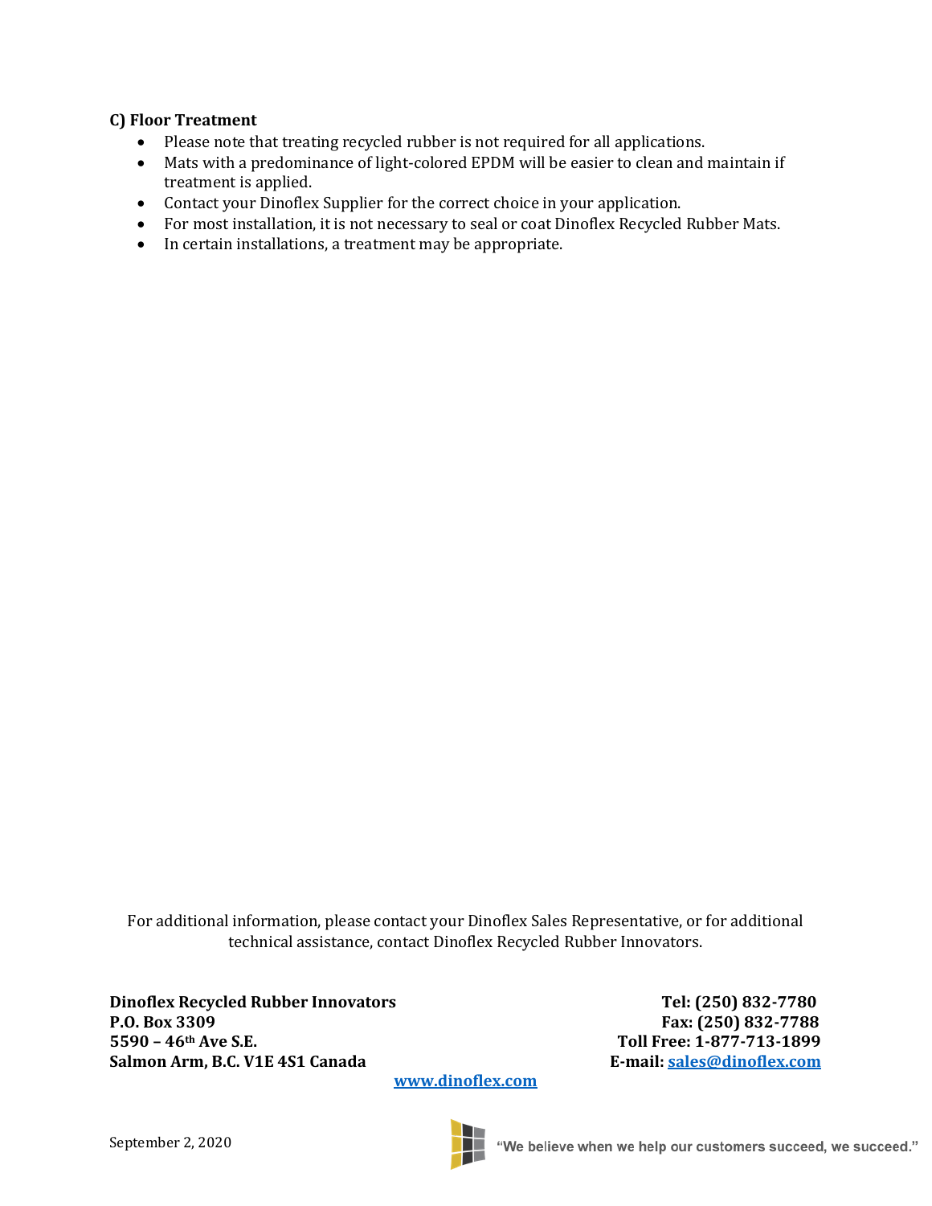**C) Floor Treatment**

- Please note that treating recycled rubber is not required for all applications.
- Mats with a predominance of light-colored EPDM will be easier to clean and maintain if treatment is applied.
- Contact your Dinoflex Supplier for the correct choice in your application.
- For most installation, it is not necessary to seal or coat Dinoflex Recycled Rubber Mats.
- In certain installations, a treatment may be appropriate.

For additional information, please contact your Dinoflex Sales Representative, or for additional technical assistance, contact Dinoflex Recycled Rubber Innovators.

**Dinoflex Recycled Rubber Innovators**
**P.O. Box 3309**
**5590 – 46th Ave S.E.**
**Salmon Arm, B.C. V1E 4S1 Canada**

**Tel: (250) 832-7780**
**Fax: (250) 832-7788**
**Toll Free: 1-877-713-1899**
**E-mail: sales@dinoflex.com**

**www.dinoflex.com**

September 2, 2020

"We believe when we help our customers succeed, we succeed."